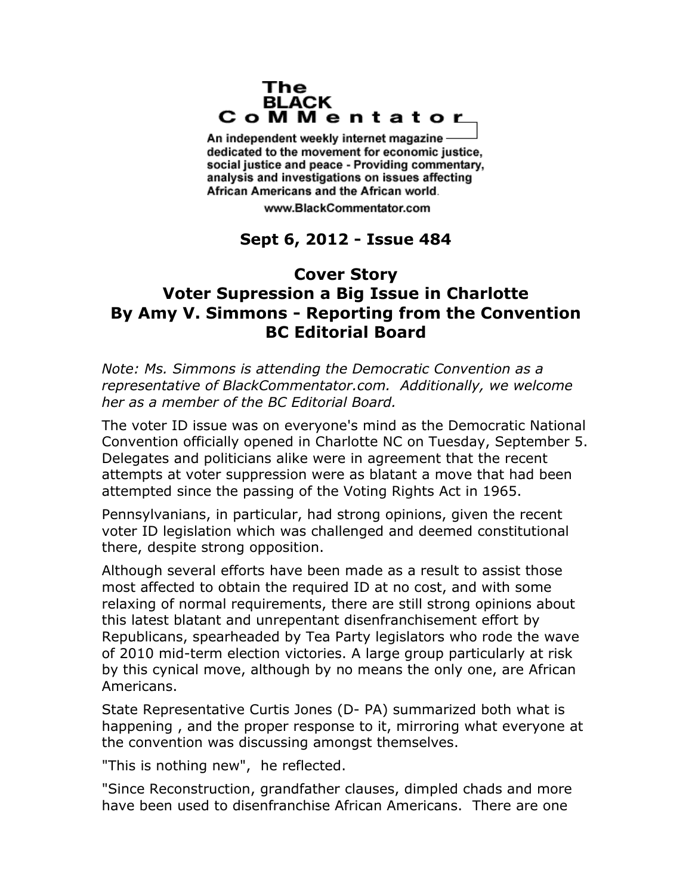# The BLACK CoMMentator

An independent weekly internet magazine dedicated to the movement for economic justice, social justice and peace - Providing commentary, analysis and investigations on issues affecting African Americans and the African world.

www.BlackCommentator.com

**Sept 6, 2012 - Issue 484**

## Cover Story
## Voter Supression a Big Issue in Charlotte
## By Amy V. Simmons - Reporting from the Convention
## BC Editorial Board

*Note: Ms. Simmons is attending the Democratic Convention as a representative of BlackCommentator.com. Additionally, we welcome her as a member of the BC Editorial Board.*

The voter ID issue was on everyone's mind as the Democratic National Convention officially opened in Charlotte NC on Tuesday, September 5. Delegates and politicians alike were in agreement that the recent attempts at voter suppression were as blatant a move that had been attempted since the passing of the Voting Rights Act in 1965.

Pennsylvanians, in particular, had strong opinions, given the recent voter ID legislation which was challenged and deemed constitutional there, despite strong opposition.

Although several efforts have been made as a result to assist those most affected to obtain the required ID at no cost, and with some relaxing of normal requirements, there are still strong opinions about this latest blatant and unrepentant disenfranchisement effort by Republicans, spearheaded by Tea Party legislators who rode the wave of 2010 mid-term election victories. A large group particularly at risk by this cynical move, although by no means the only one, are African Americans.

State Representative Curtis Jones (D- PA) summarized both what is happening , and the proper response to it, mirroring what everyone at the convention was discussing amongst themselves.

"This is nothing new", he reflected.

"Since Reconstruction, grandfather clauses, dimpled chads and more have been used to disenfranchise African Americans. There are one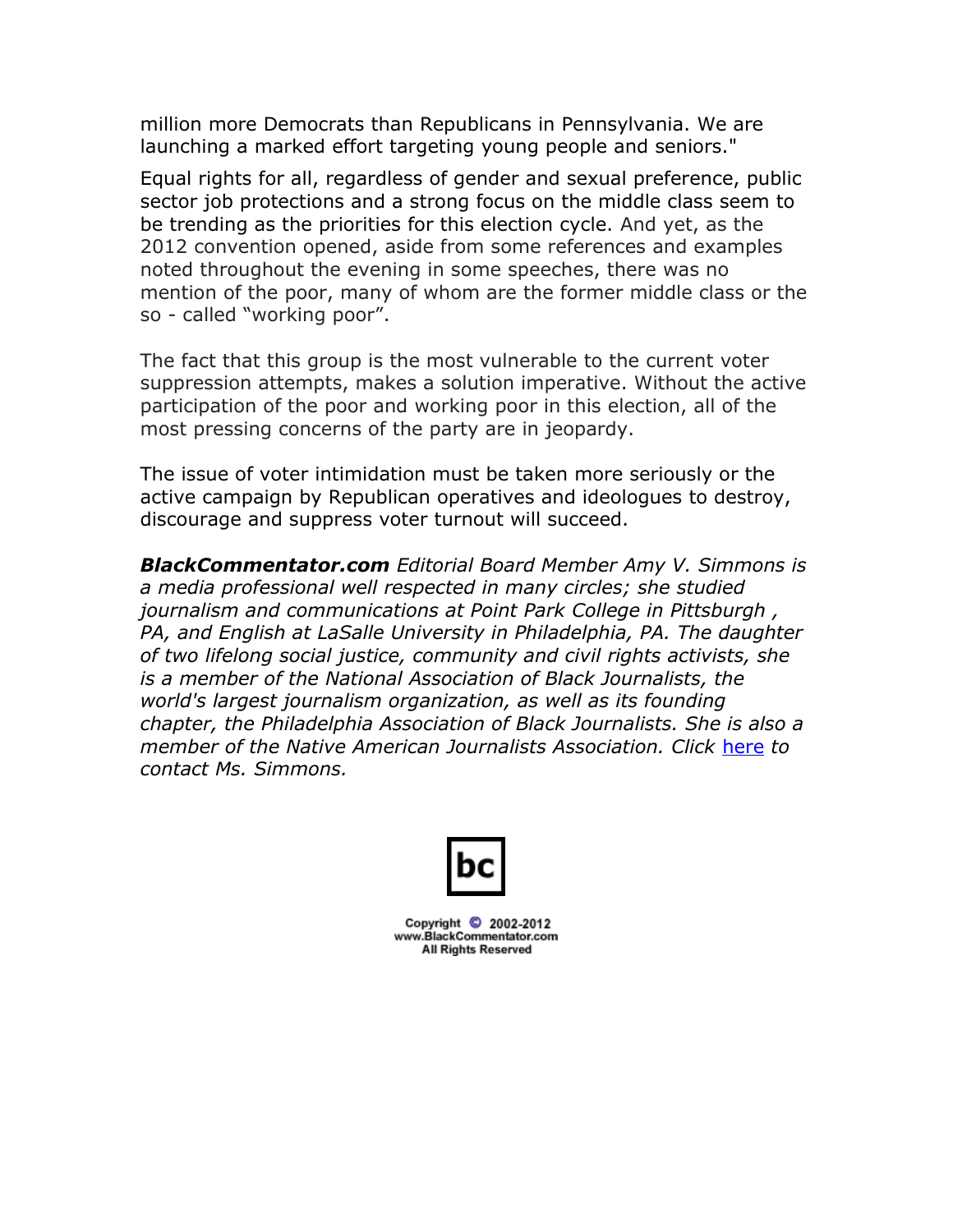million more Democrats than Republicans in Pennsylvania. We are launching a marked effort targeting young people and seniors."

Equal rights for all, regardless of gender and sexual preference, public sector job protections and a strong focus on the middle class seem to be trending as the priorities for this election cycle. And yet, as the 2012 convention opened, aside from some references and examples noted throughout the evening in some speeches, there was no mention of the poor, many of whom are the former middle class or the so - called "working poor".

The fact that this group is the most vulnerable to the current voter suppression attempts, makes a solution imperative. Without the active participation of the poor and working poor in this election, all of the most pressing concerns of the party are in jeopardy.

The issue of voter intimidation must be taken more seriously or the active campaign by Republican operatives and ideologues to destroy, discourage and suppress voter turnout will succeed.

***BlackCommentator.com*** *Editorial Board Member Amy V. Simmons is a media professional well respected in many circles; she studied journalism and communications at Point Park College in Pittsburgh , PA, and English at LaSalle University in Philadelphia, PA. The daughter of two lifelong social justice, community and civil rights activists, she is a member of the National Association of Black Journalists, the world's largest journalism organization, as well as its founding chapter, the Philadelphia Association of Black Journalists. She is also a member of the Native American Journalists Association. Click* here *to contact Ms. Simmons.*

bc

Copyright © 2002-2012
www.BlackCommentator.com
All Rights Reserved